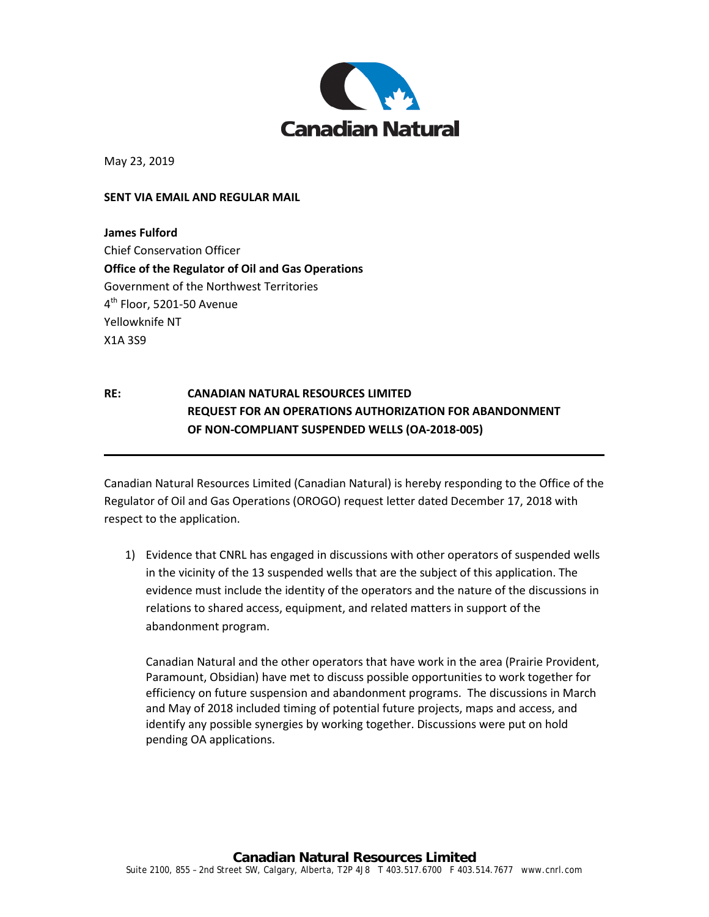May 23, 2019

**SENT VIA EMAIL AND REGULAR MAIL**

**James Fulford**
Chief Conservation Officer
**Office of the Regulator of Oil and Gas Operations**
Government of the Northwest Territories
4th Floor, 5201-50 Avenue
Yellowknife NT
X1A 3S9

**RE: CANADIAN NATURAL RESOURCES LIMITED
REQUEST FOR AN OPERATIONS AUTHORIZATION FOR ABANDONMENT OF NON-COMPLIANT SUSPENDED WELLS (OA-2018-005)**

---

Canadian Natural Resources Limited (Canadian Natural) is hereby responding to the Office of the Regulator of Oil and Gas Operations (OROGO) request letter dated December 17, 2018 with respect to the application.

1) Evidence that CNRL has engaged in discussions with other operators of suspended wells in the vicinity of the 13 suspended wells that are the subject of this application. The evidence must include the identity of the operators and the nature of the discussions in relations to shared access, equipment, and related matters in support of the abandonment program.

   Canadian Natural and the other operators that have work in the area (Prairie Provident, Paramount, Obsidian) have met to discuss possible opportunities to work together for efficiency on future suspension and abandonment programs. The discussions in March and May of 2018 included timing of potential future projects, maps and access, and identify any possible synergies by working together. Discussions were put on hold pending OA applications.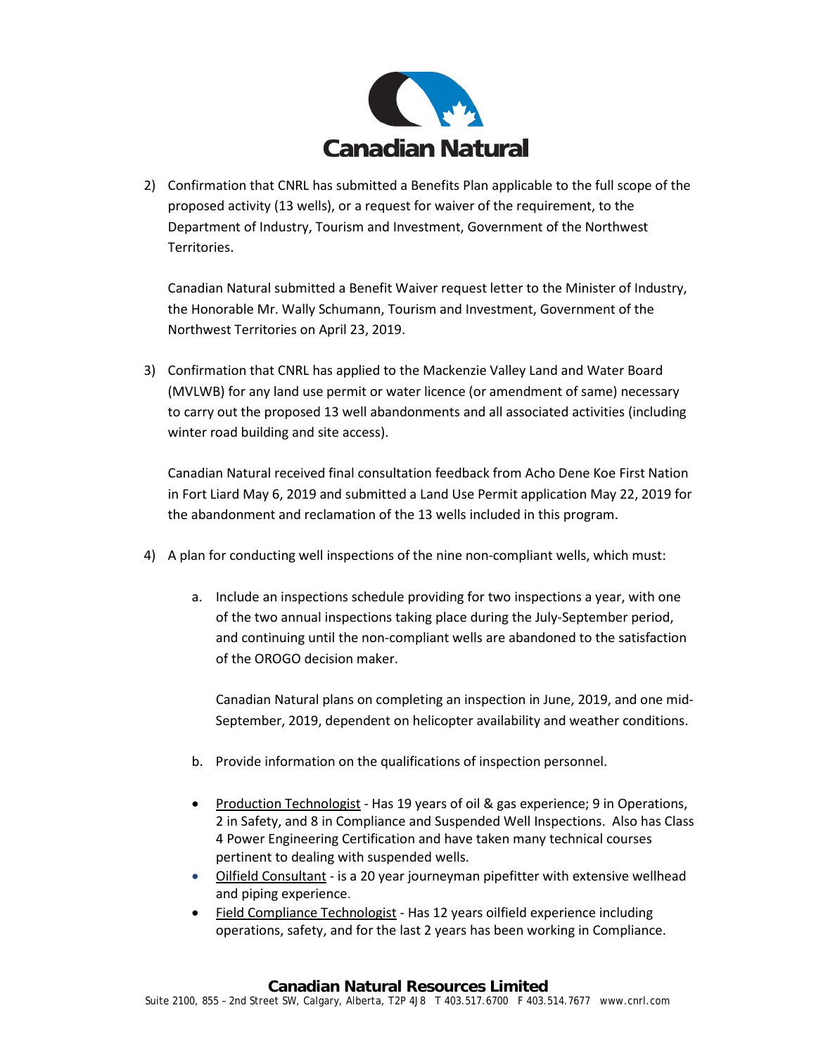2) Confirmation that CNRL has submitted a Benefits Plan applicable to the full scope of the proposed activity (13 wells), or a request for waiver of the requirement, to the Department of Industry, Tourism and Investment, Government of the Northwest Territories.

   Canadian Natural submitted a Benefit Waiver request letter to the Minister of Industry, the Honorable Mr. Wally Schumann, Tourism and Investment, Government of the Northwest Territories on April 23, 2019.

3) Confirmation that CNRL has applied to the Mackenzie Valley Land and Water Board (MVLWB) for any land use permit or water licence (or amendment of same) necessary to carry out the proposed 13 well abandonments and all associated activities (including winter road building and site access).

   Canadian Natural received final consultation feedback from Acho Dene Koe First Nation in Fort Liard May 6, 2019 and submitted a Land Use Permit application May 22, 2019 for the abandonment and reclamation of the 13 wells included in this program.

4) A plan for conducting well inspections of the nine non-compliant wells, which must:

   a. Include an inspections schedule providing for two inspections a year, with one of the two annual inspections taking place during the July-September period, and continuing until the non-compliant wells are abandoned to the satisfaction of the OROGO decision maker.

      Canadian Natural plans on completing an inspection in June, 2019, and one mid-September, 2019, dependent on helicopter availability and weather conditions.

   b. Provide information on the qualifications of inspection personnel.

   - Production Technologist - Has 19 years of oil & gas experience; 9 in Operations, 2 in Safety, and 8 in Compliance and Suspended Well Inspections. Also has Class 4 Power Engineering Certification and have taken many technical courses pertinent to dealing with suspended wells.
   - Oilfield Consultant - is a 20 year journeyman pipefitter with extensive wellhead and piping experience.
   - Field Compliance Technologist - Has 12 years oilfield experience including operations, safety, and for the last 2 years has been working in Compliance.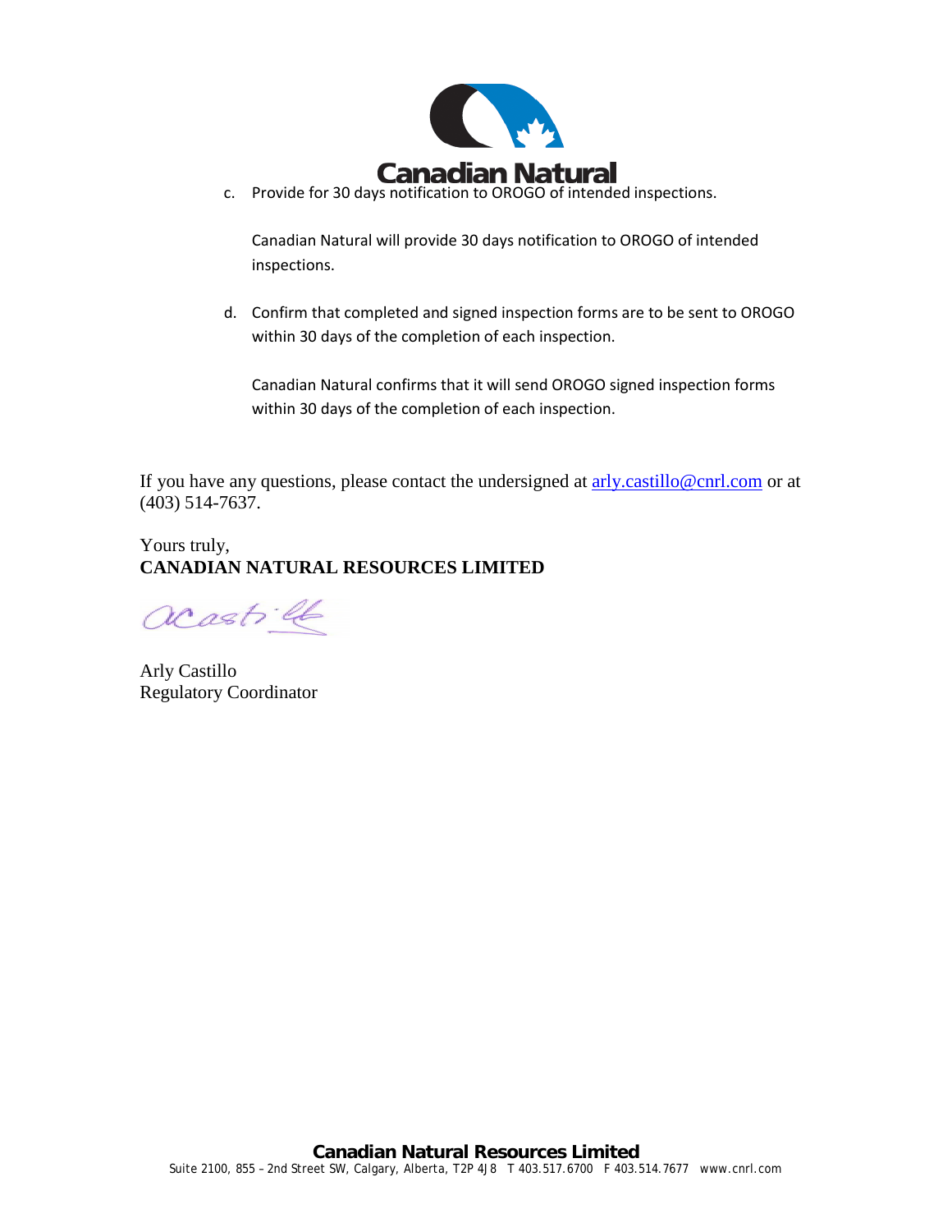c. Provide for 30 days notification to OROGO of intended inspections.

   Canadian Natural will provide 30 days notification to OROGO of intended inspections.

d. Confirm that completed and signed inspection forms are to be sent to OROGO within 30 days of the completion of each inspection.

   Canadian Natural confirms that it will send OROGO signed inspection forms within 30 days of the completion of each inspection.

If you have any questions, please contact the undersigned at arly.castillo@cnrl.com or at (403) 514-7637.

Yours truly,
**CANADIAN NATURAL RESOURCES LIMITED**

Arly Castillo
Regulatory Coordinator